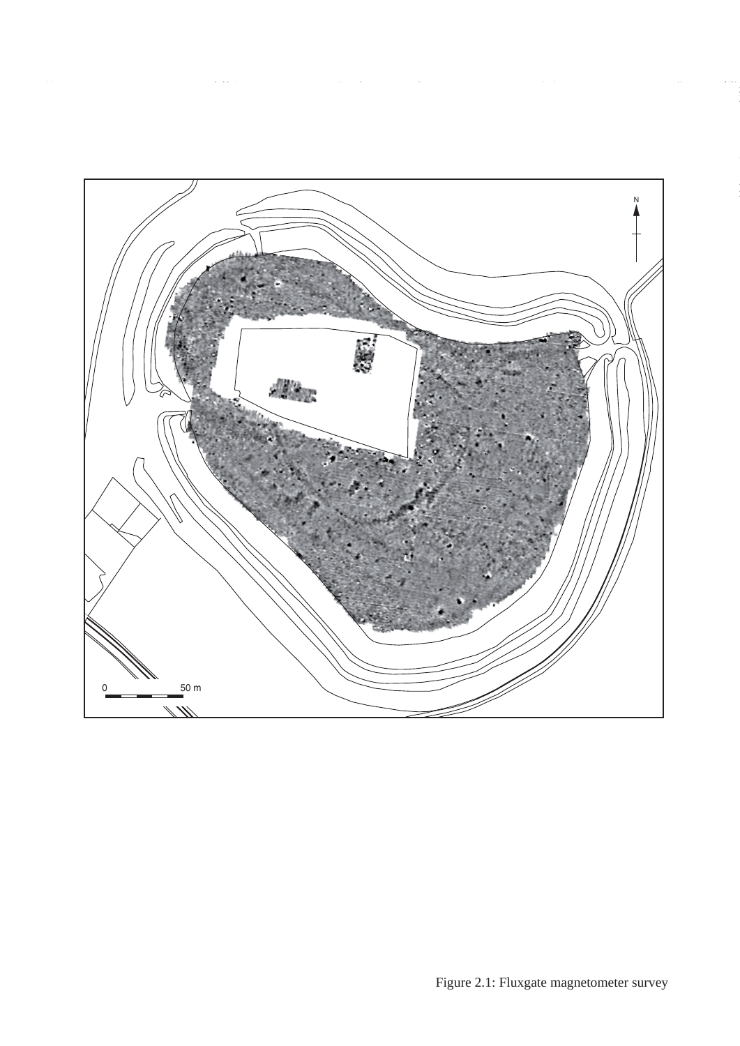Figure 2.1: Fluxgate magnetometer survey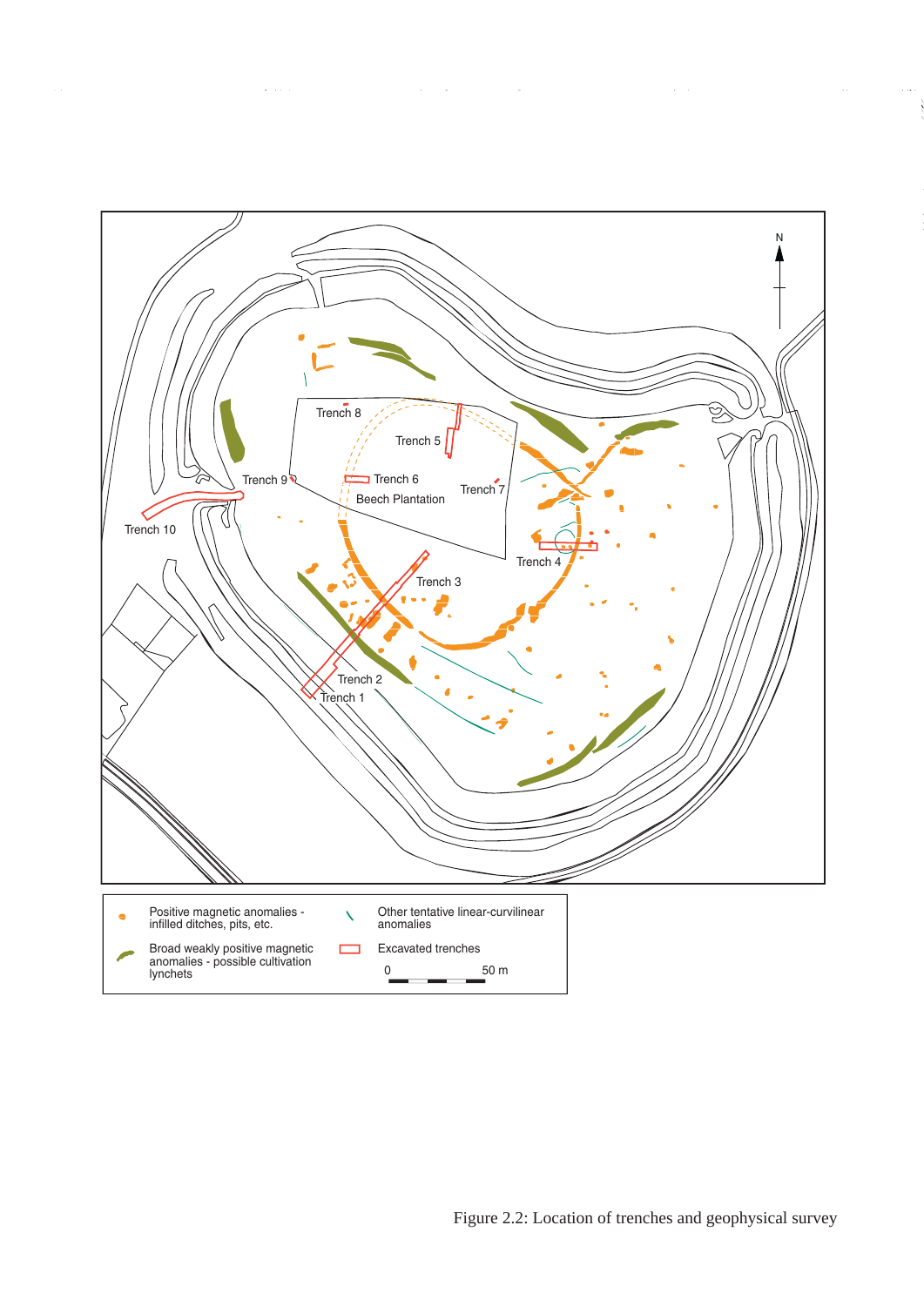Positive magnetic anomalies - infilled ditches, pits, etc.

Broad weakly positive magnetic anomalies - possible cultivation lynchets

Other tentative linear-curvilinear anomalies

Excavated trenches

0 50 m

Figure 2.2: Location of trenches and geophysical survey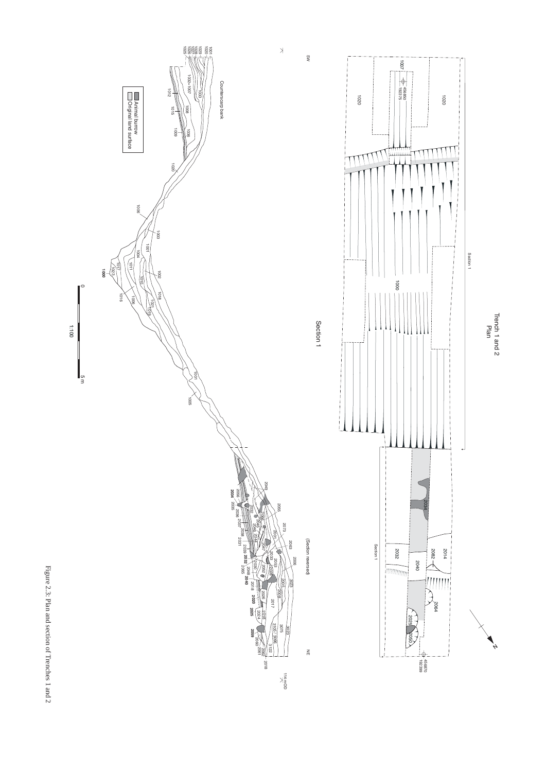Figure 2.3: Plan and section of Trenches 1 and 2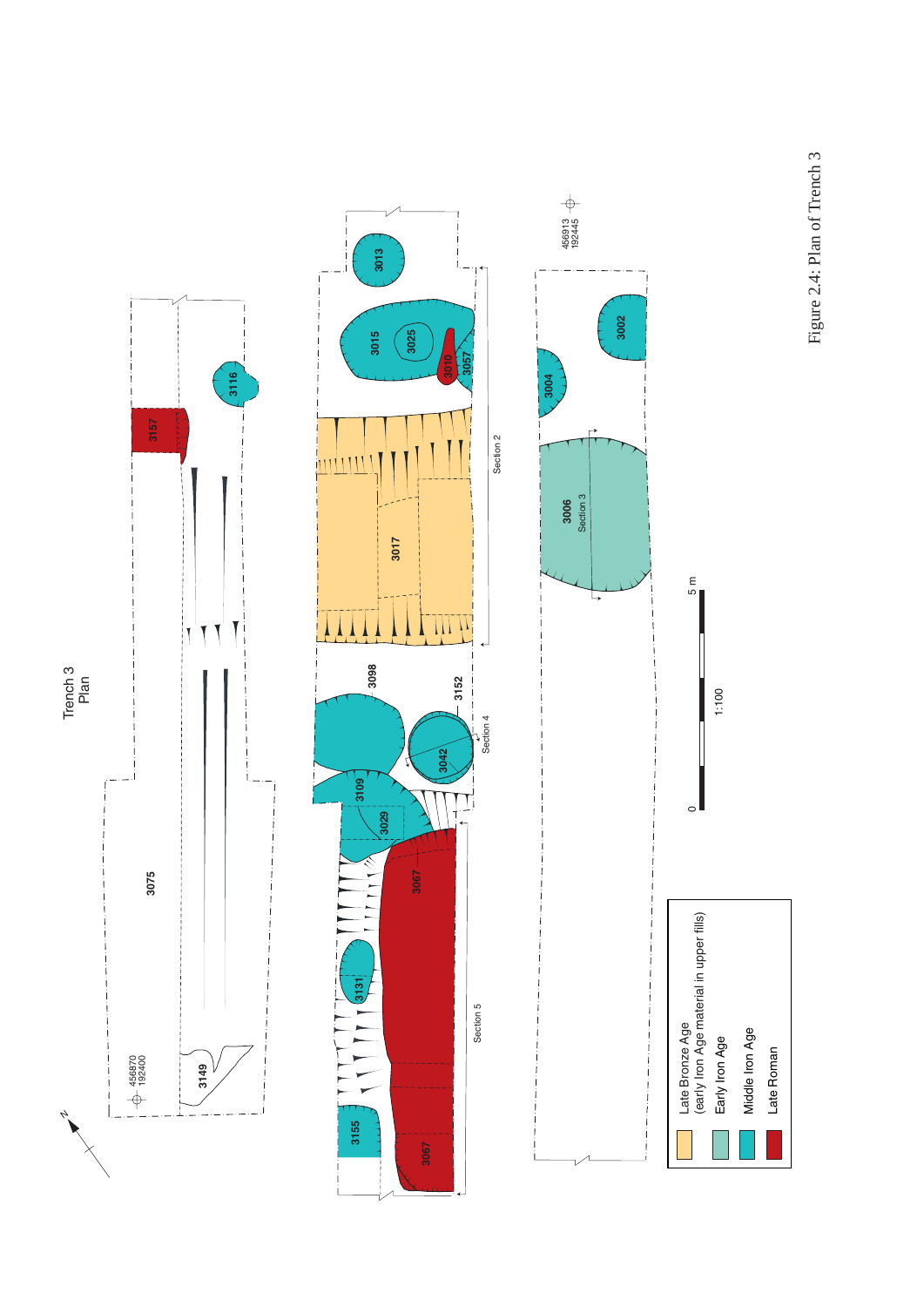Trench 3
Plan

Late Bronze Age (early Iron Age material in upper fills)

Early Iron Age

Middle Iron Age

Late Roman

Figure 2.4: Plan of Trench 3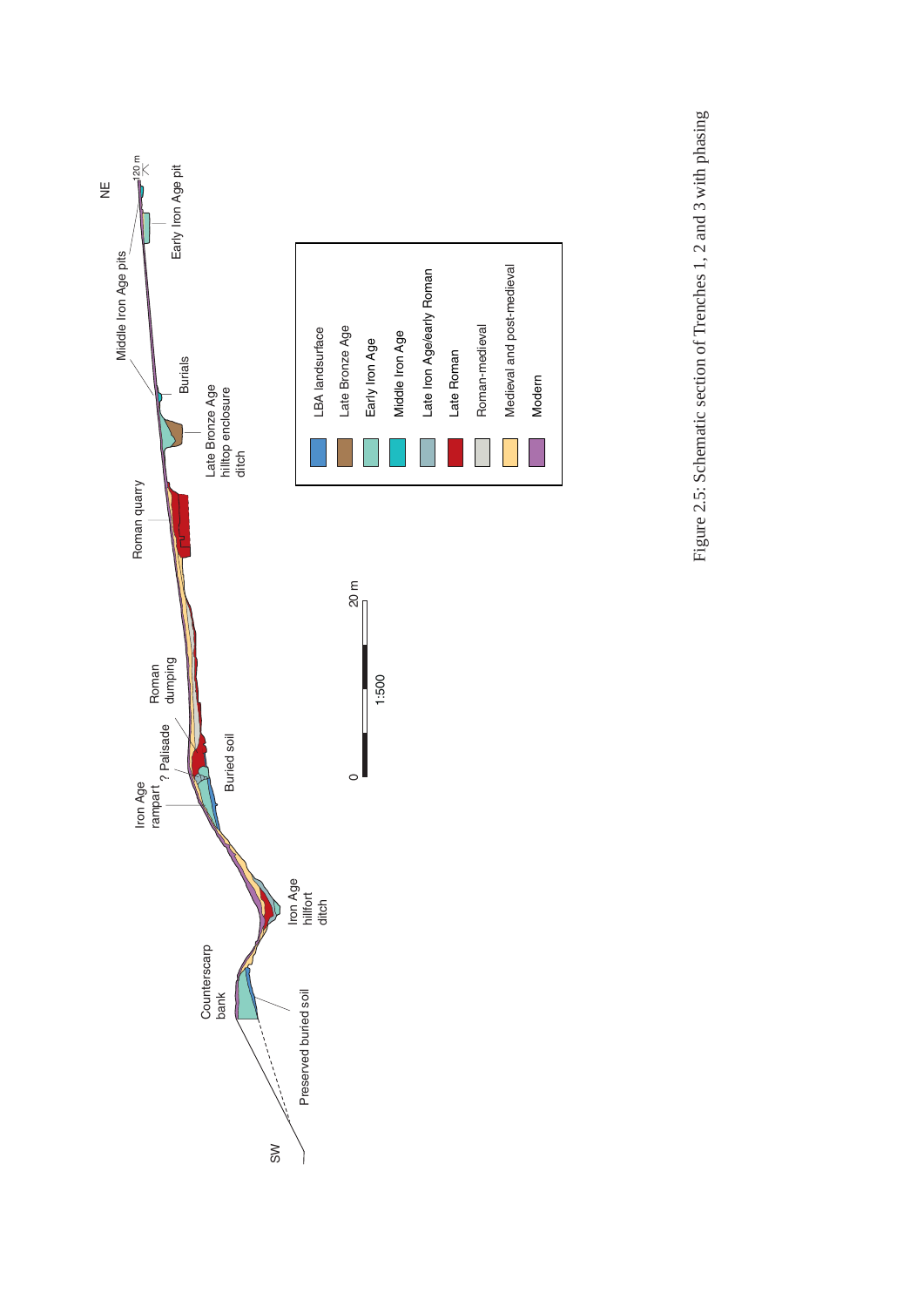Figure 2.5: Schematic section of Trenches 1, 2 and 3 with phasing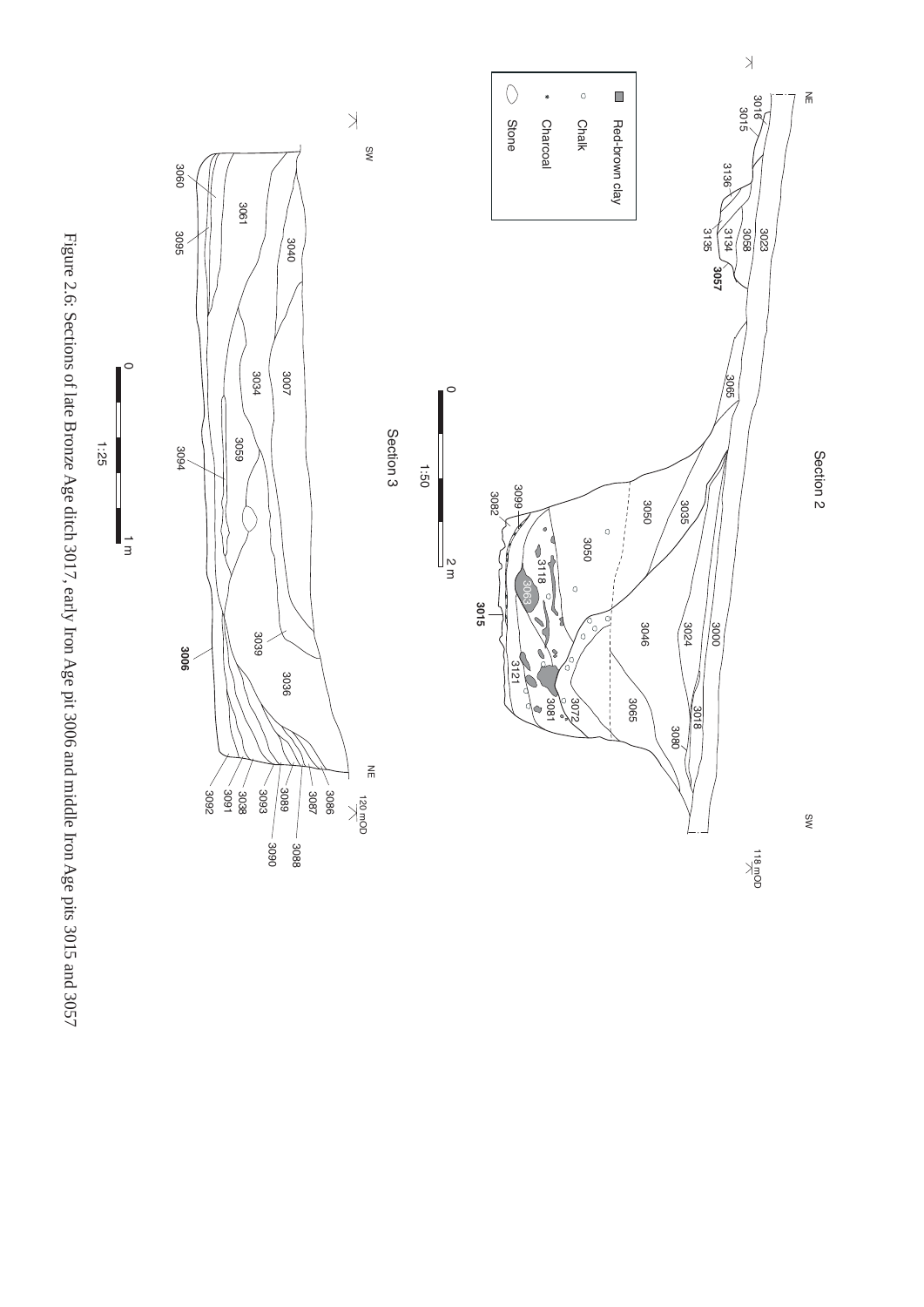Figure 2.6: Sections of late Bronze Age ditch 3017, early Iron Age pit 3006 and middle Iron Age pits 3015 and 3057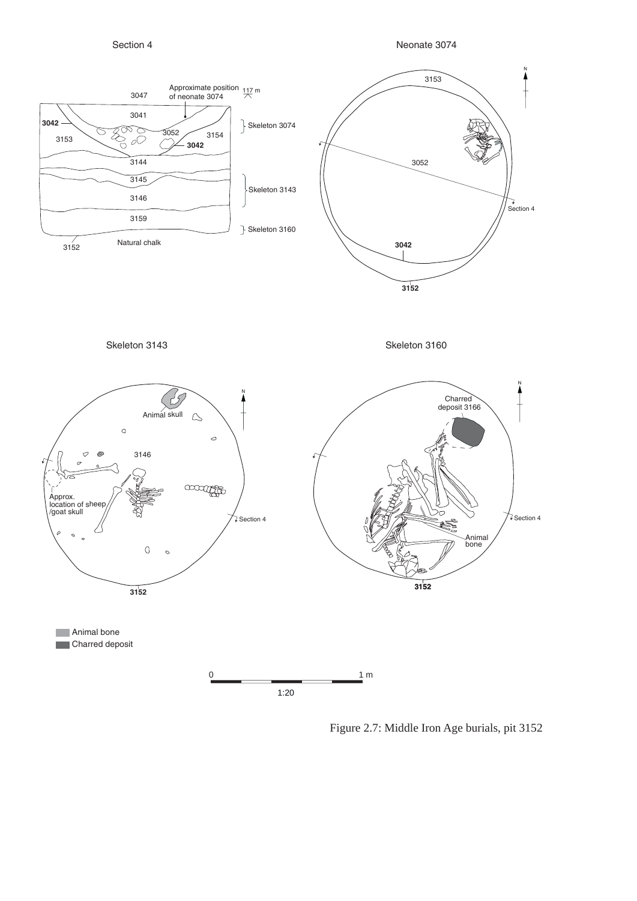Figure 2.7: Middle Iron Age burials, pit 3152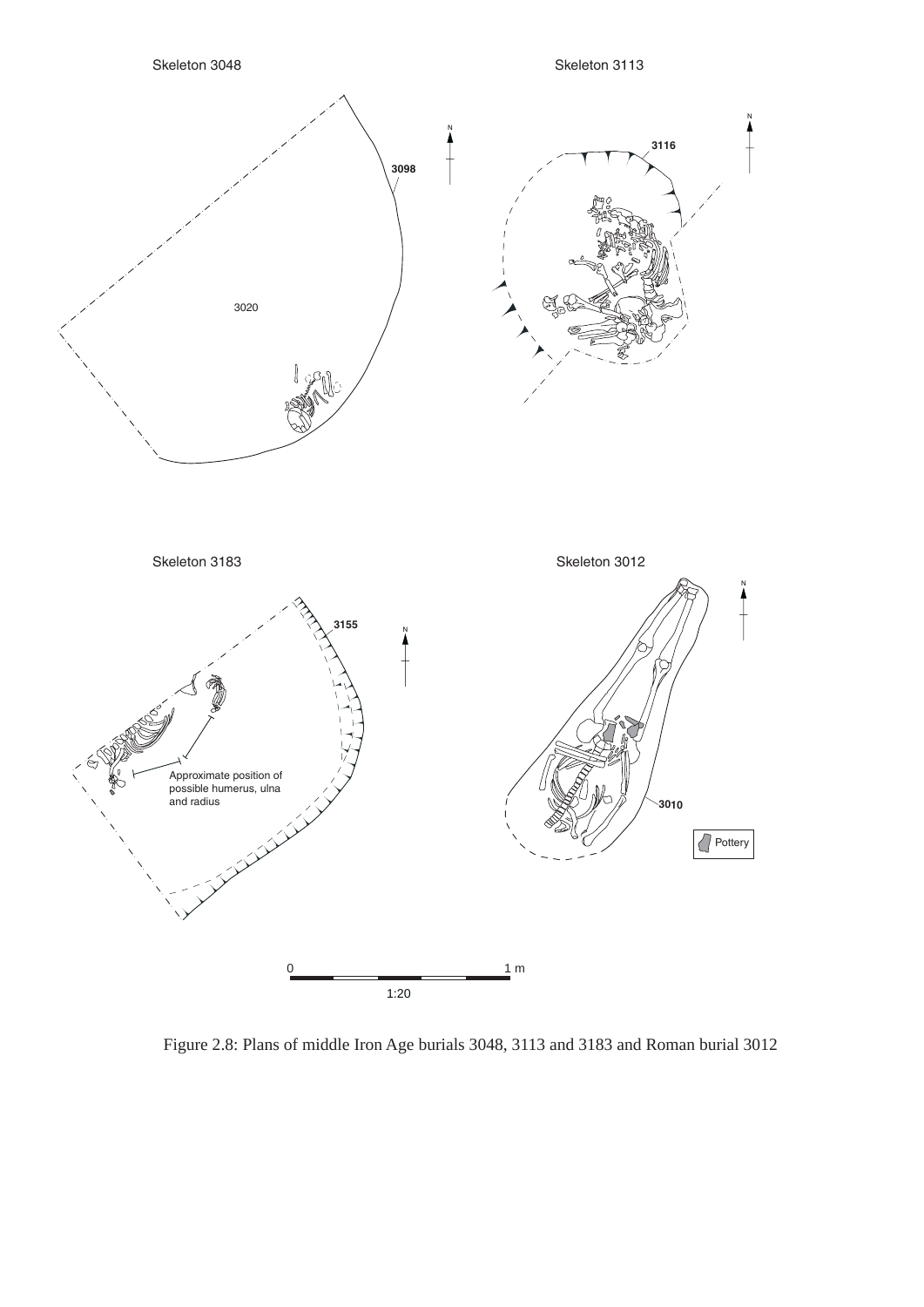Figure 2.8: Plans of middle Iron Age burials 3048, 3113 and 3183 and Roman burial 3012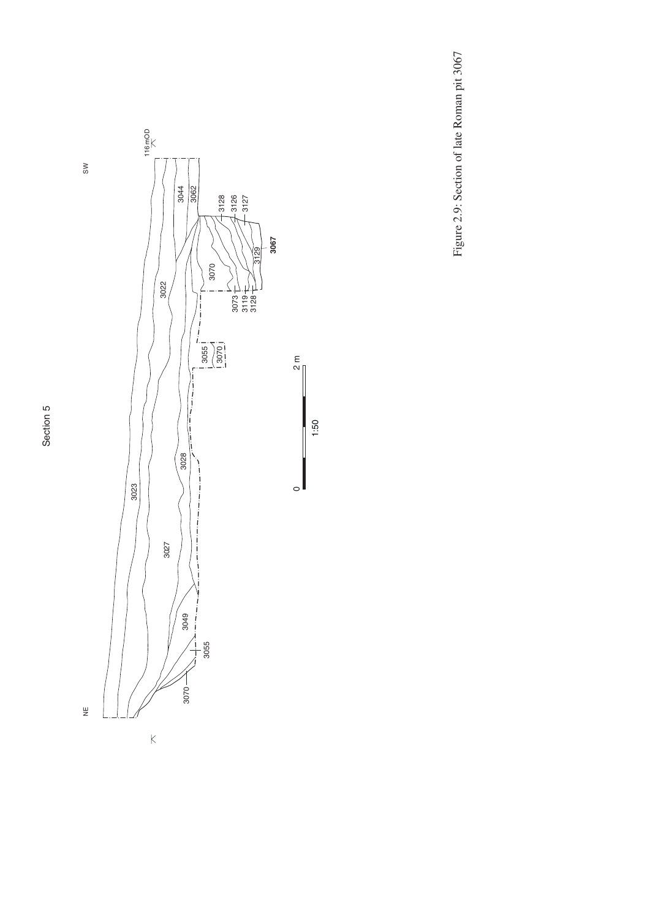Section 5

NE

SW

116mOD

3023

3027

3028

3049

3055

3070

3022

3044

3062

3128

3126

3127

3070

3129

3067

3073

3119

3128

3055

3070

0

1:50

2 m

Figure 2.9: Section of late Roman pit 3067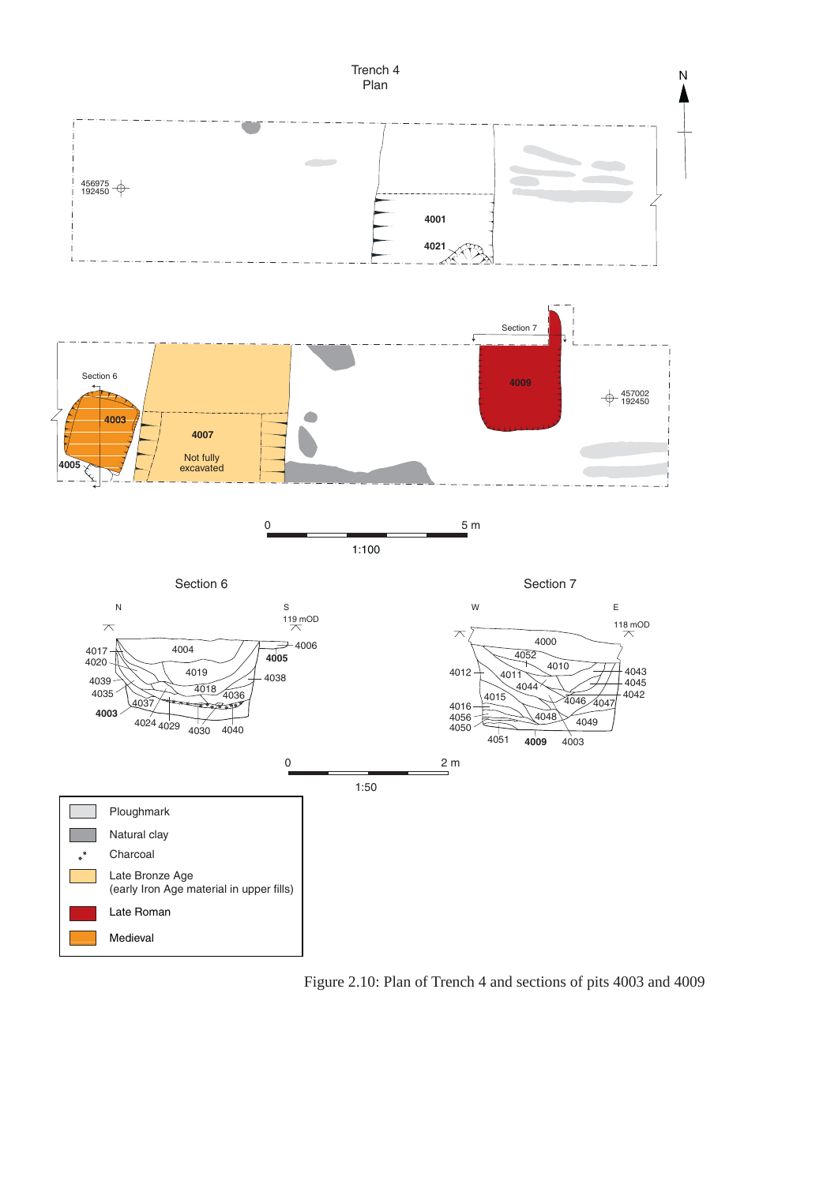Figure 2.10: Plan of Trench 4 and sections of pits 4003 and 4009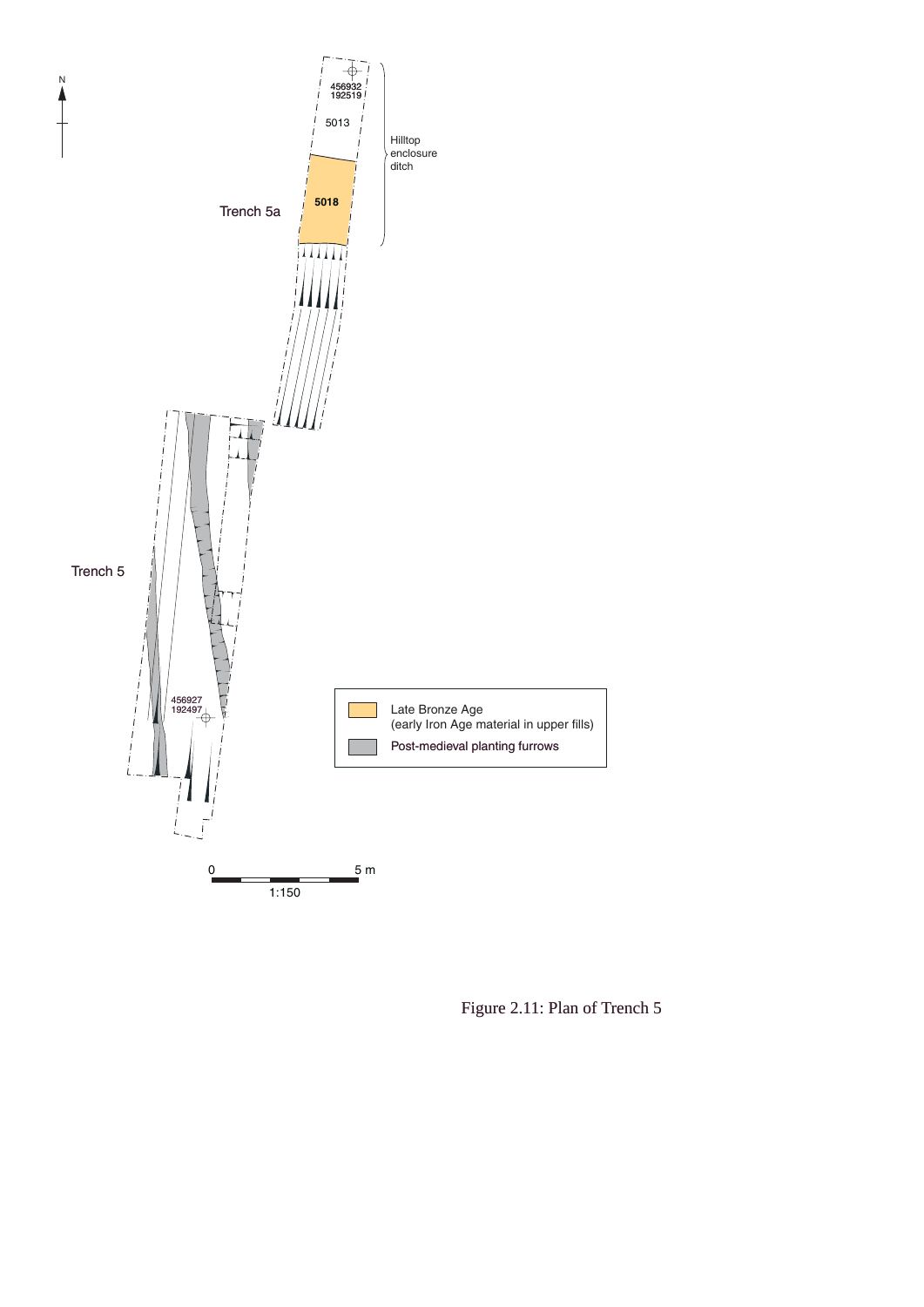N

456932
192519

5013

Hilltop enclosure ditch

Trench 5a

5018

Trench 5

456927
192497

Late Bronze Age (early Iron Age material in upper fills)

Post-medieval planting furrows

0 5 m

1:150

Figure 2.11: Plan of Trench 5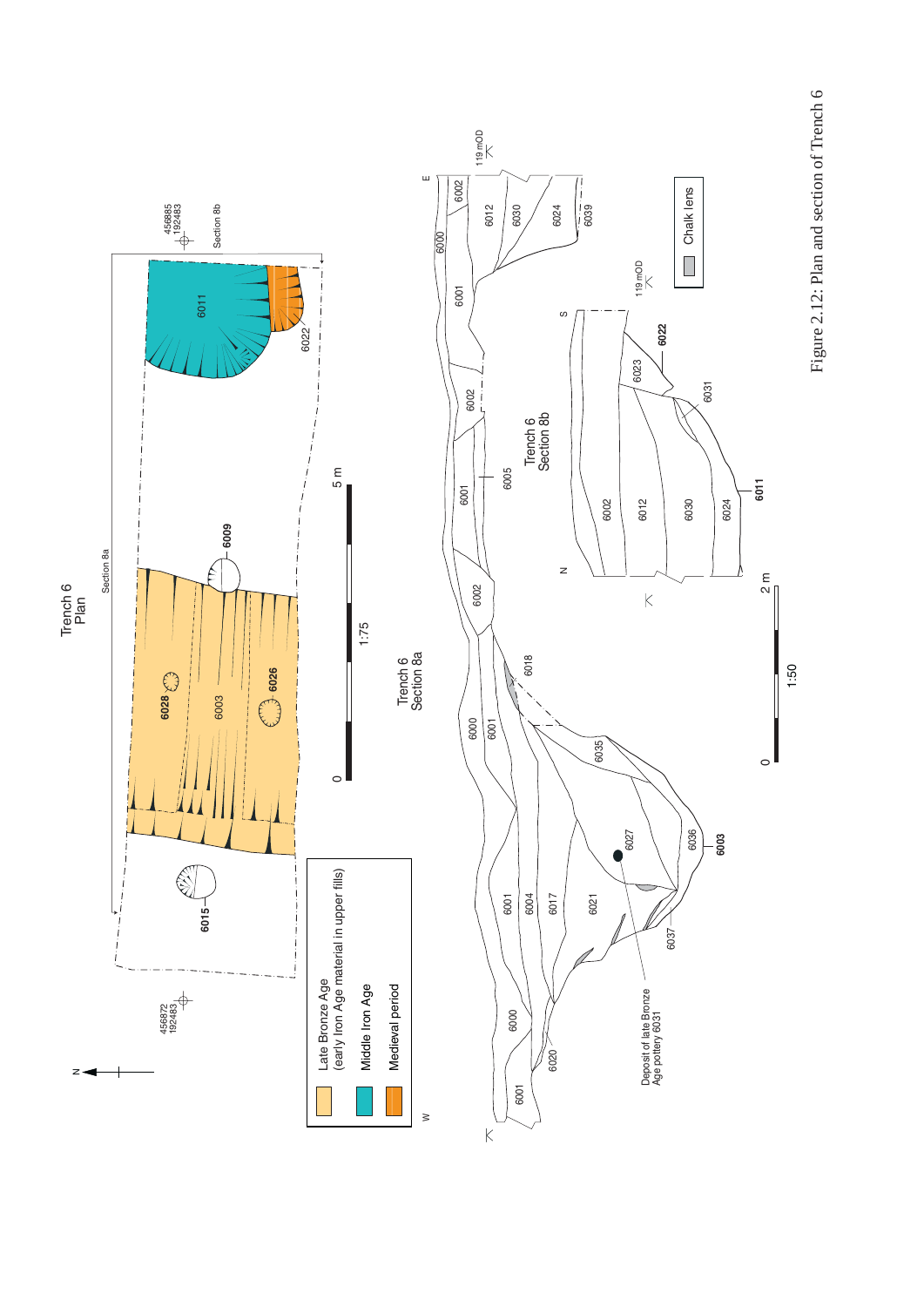Figure 2.12: Plan and section of Trench 6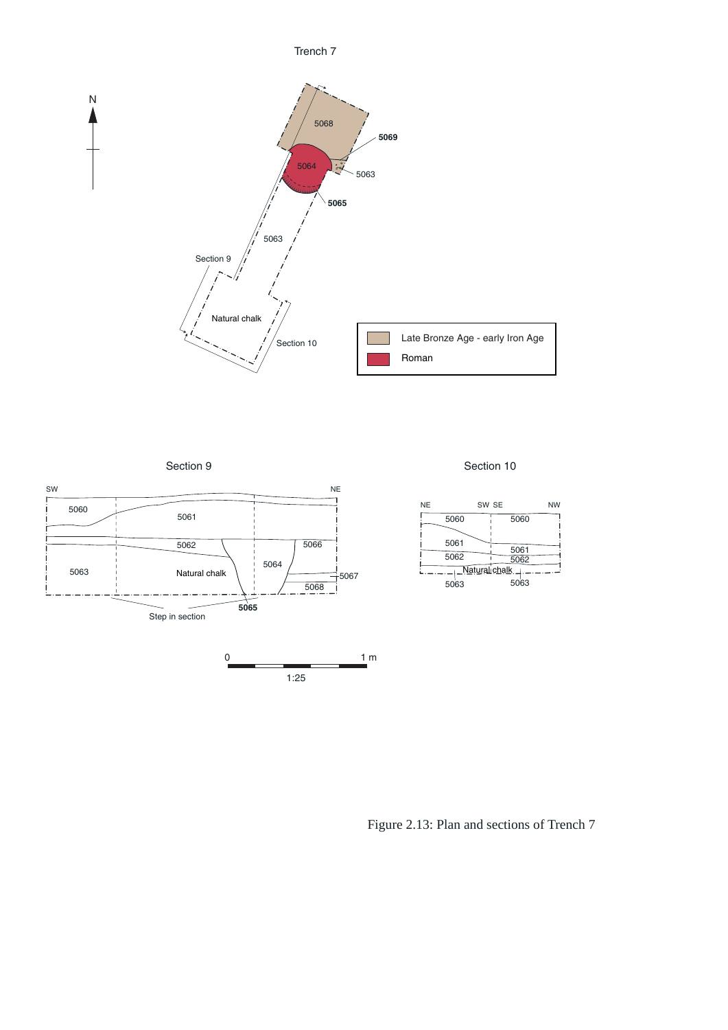Figure 2.13: Plan and sections of Trench 7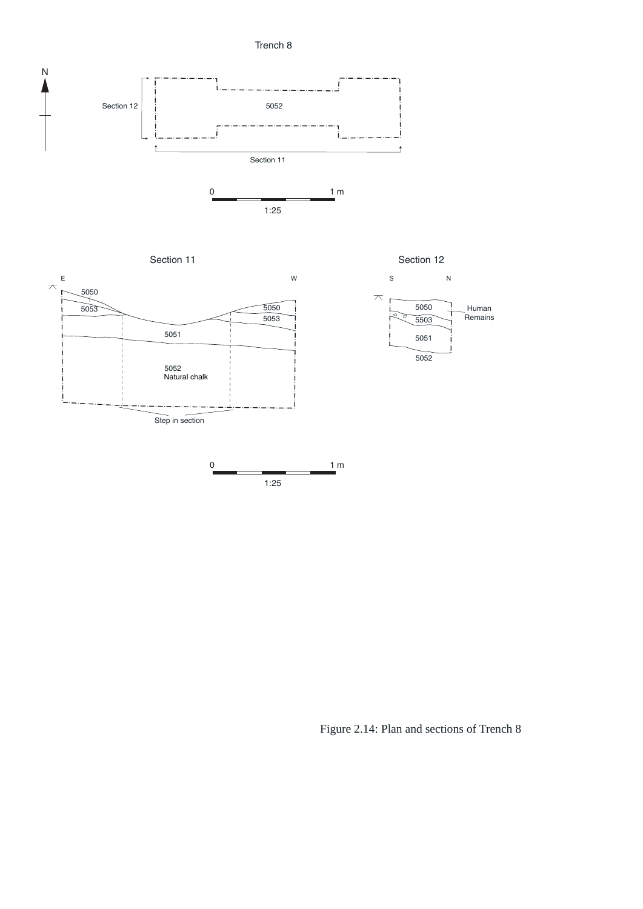Figure 2.14: Plan and sections of Trench 8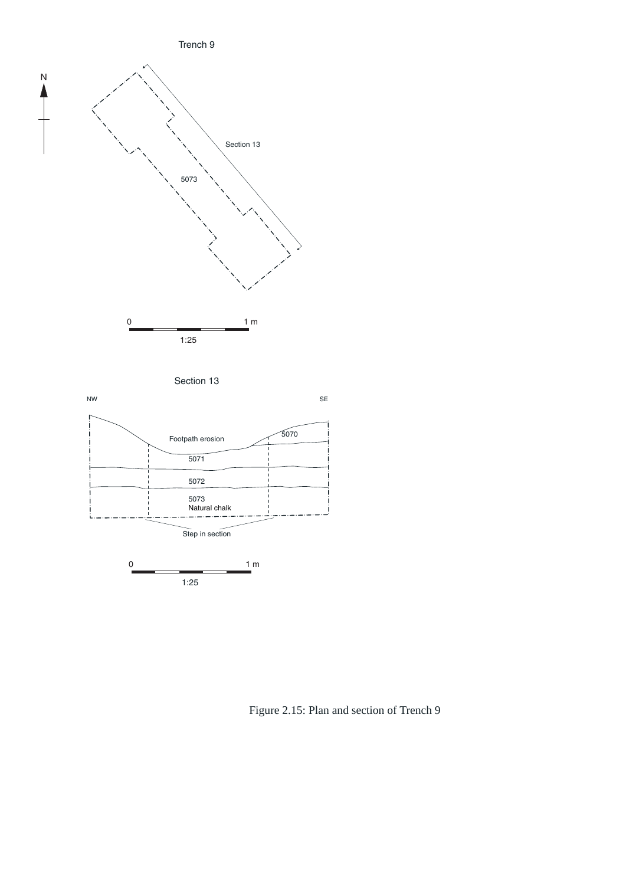Figure 2.15: Plan and section of Trench 9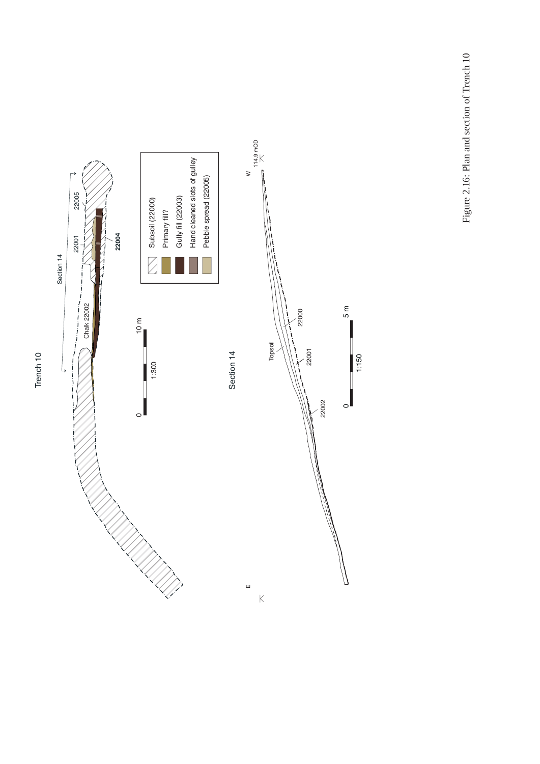Figure 2.16: Plan and section of Trench 10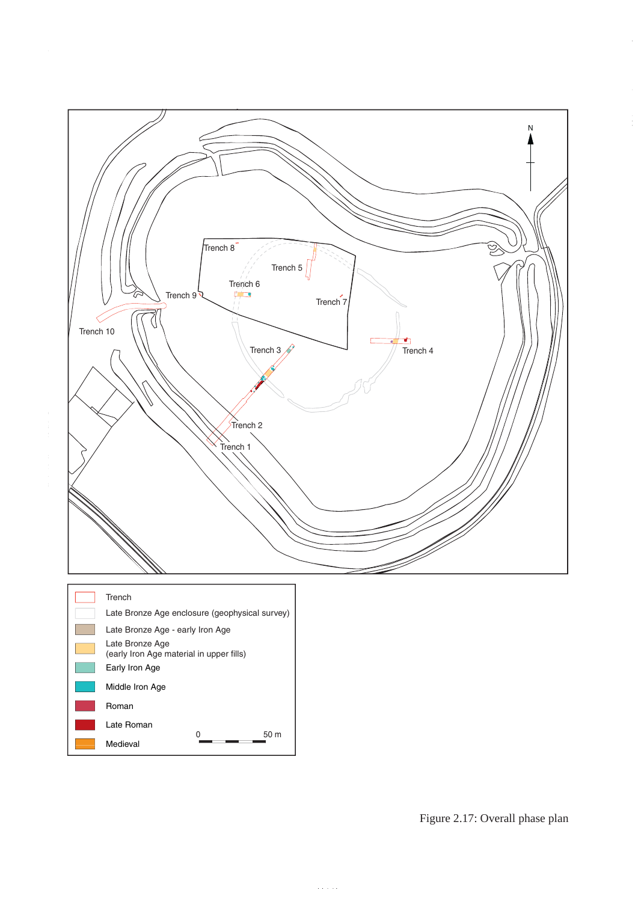N

Trench 8

Trench 5

Trench 6

Trench 9

Trench 7

Trench 10

Trench 3

Trench 4

Trench 2

Trench 1

Trench

Late Bronze Age enclosure (geophysical survey)

Late Bronze Age - early Iron Age

Late Bronze Age
(early Iron Age material in upper fills)

Early Iron Age

Middle Iron Age

Roman

Late Roman

Medieval

0 50 m

Figure 2.17: Overall phase plan